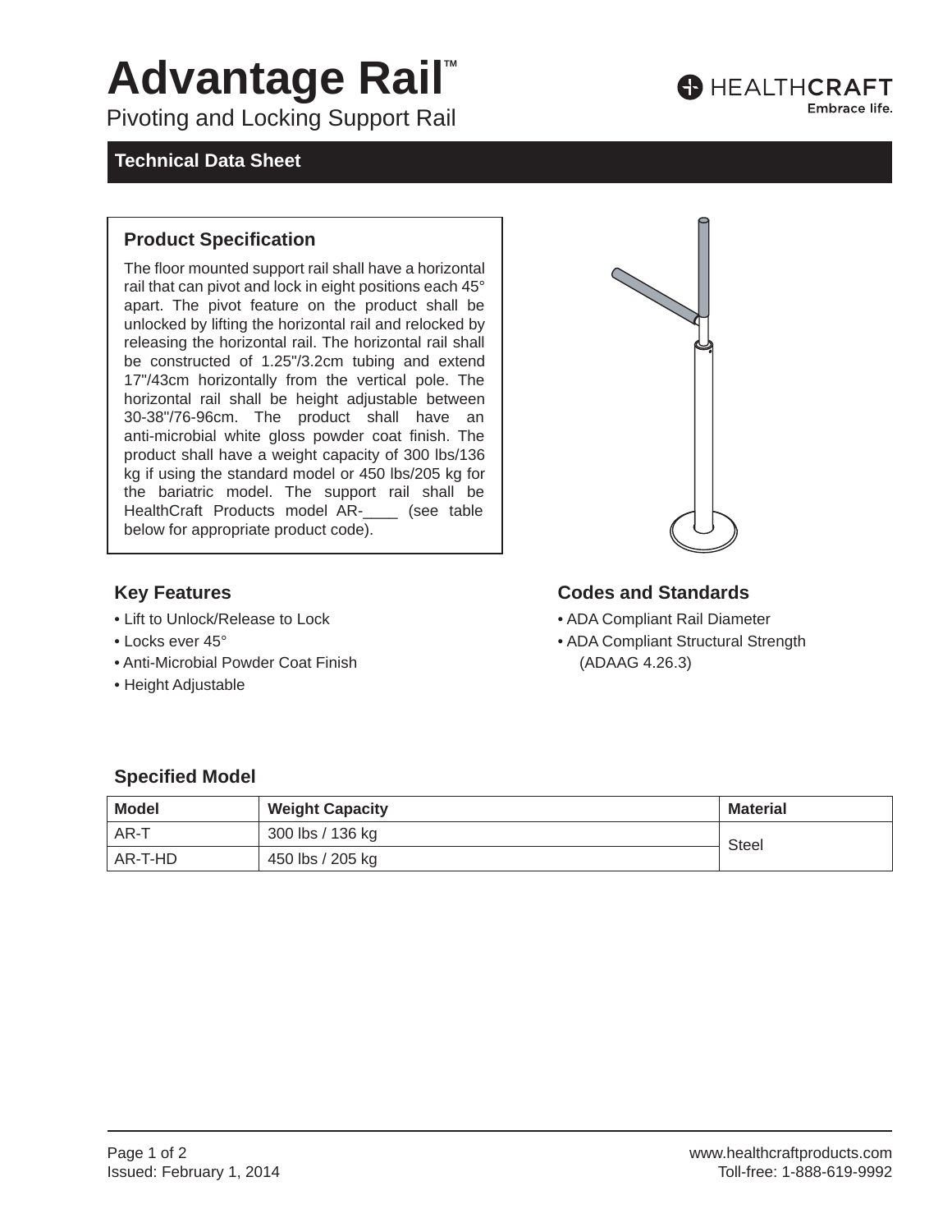# Advantage Rail™

Pivoting and Locking Support Rail

HEALTHCRAFT
Embrace life.

## Technical Data Sheet

### Product Specification

The floor mounted support rail shall have a horizontal rail that can pivot and lock in eight positions each 45° apart. The pivot feature on the product shall be unlocked by lifting the horizontal rail and relocked by releasing the horizontal rail. The horizontal rail shall be constructed of 1.25"/3.2cm tubing and extend 17"/43cm horizontally from the vertical pole. The horizontal rail shall be height adjustable between 30-38"/76-96cm. The product shall have an anti-microbial white gloss powder coat finish. The product shall have a weight capacity of 300 lbs/136 kg if using the standard model or 450 lbs/205 kg for the bariatric model. The support rail shall be HealthCraft Products model AR-____ (see table below for appropriate product code).

### Key Features

- Lift to Unlock/Release to Lock
- Locks ever 45°
- Anti-Microbial Powder Coat Finish
- Height Adjustable

### Codes and Standards

- ADA Compliant Rail Diameter
- ADA Compliant Structural Strength (ADAAG 4.26.3)

### Specified Model

| Model | Weight Capacity | Material |
|---|---|---|
| AR-T | 300 lbs / 136 kg | Steel |
| AR-T-HD | 450 lbs / 205 kg | |

Issued: February 1, 2014

www.healthcraftproducts.com
Toll-free: 1-888-619-9992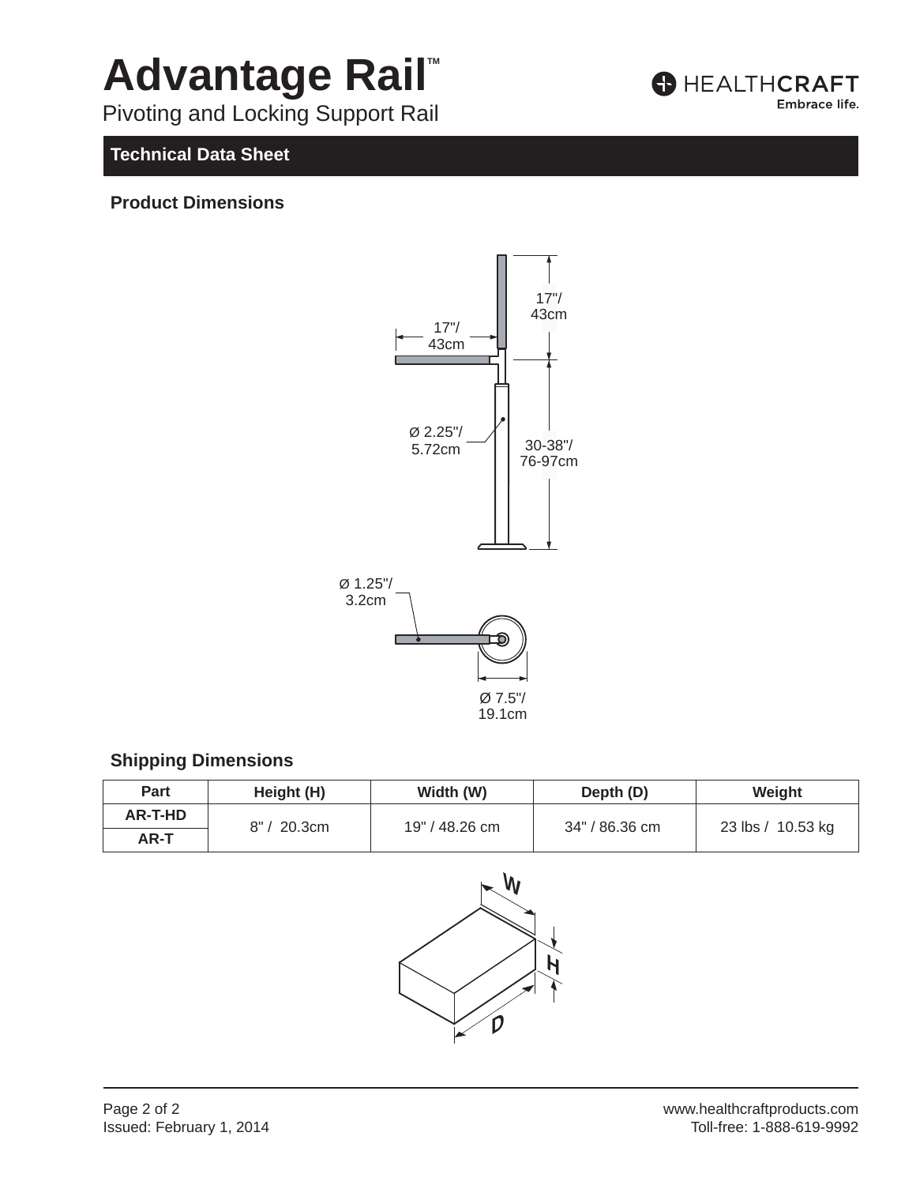# Advantage Rail™

Pivoting and Locking Support Rail

HEALTHCRAFT
Embrace life.

## Technical Data Sheet

### Product Dimensions

17"/
43cm

17"/
43cm

Ø 2.25"/
5.72cm

30-38"/
76-97cm

Ø 1.25"/
3.2cm

Ø 7.5"/
19.1cm

### Shipping Dimensions

| Part | Height (H) | Width (W) | Depth (D) | Weight |
|---|---|---|---|---|
| AR-T-HD | 8" / 20.3cm | 19" / 48.26 cm | 34" / 86.36 cm | 23 lbs / 10.53 kg |
| AR-T | | | | |

W

H

D

Issued: February 1, 2014

www.healthcraftproducts.com
Toll-free: 1-888-619-9992